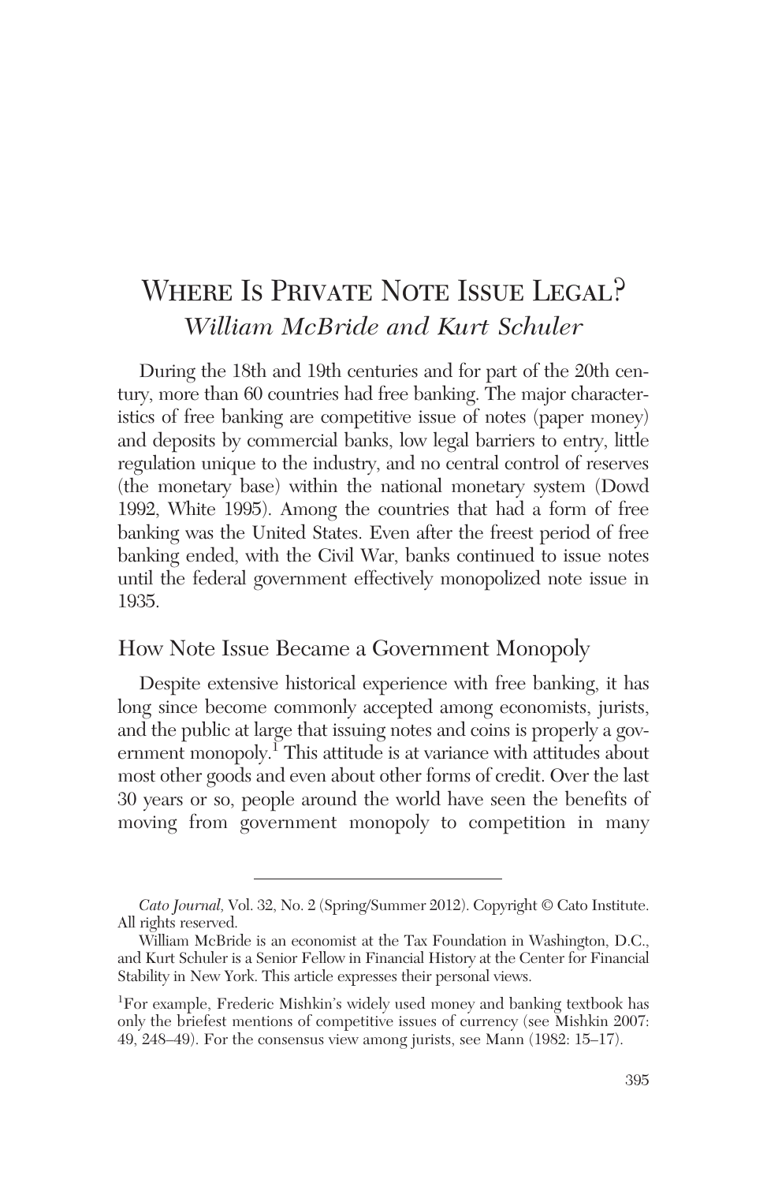# Where Is Private Note Issue Legal?

*William McBride and Kurt Schuler*

During the 18th and 19th centuries and for part of the 20th century, more than 60 countries had free banking. The major characteristics of free banking are competitive issue of notes (paper money) and deposits by commercial banks, low legal barriers to entry, little regulation unique to the industry, and no central control of reserves (the monetary base) within the national monetary system (Dowd 1992, White 1995). Among the countries that had a form of free banking was the United States. Even after the freest period of free banking ended, with the Civil War, banks continued to issue notes until the federal government effectively monopolized note issue in 1935.

## How Note Issue Became a Government Monopoly

Despite extensive historical experience with free banking, it has long since become commonly accepted among economists, jurists, and the public at large that issuing notes and coins is properly a government monopoly.[1] This attitude is at variance with attitudes about most other goods and even about other forms of credit. Over the last 30 years or so, people around the world have seen the benefits of moving from government monopoly to competition in many

---

*Cato Journal*, Vol. 32, No. 2 (Spring/Summer 2012). Copyright © Cato Institute. All rights reserved.

William McBride is an economist at the Tax Foundation in Washington, D.C., and Kurt Schuler is a Senior Fellow in Financial History at the Center for Financial Stability in New York. This article expresses their personal views.

[1] For example, Frederic Mishkin's widely used money and banking textbook has only the briefest mentions of competitive issues of currency (see Mishkin 2007: 49, 248–49). For the consensus view among jurists, see Mann (1982: 15–17).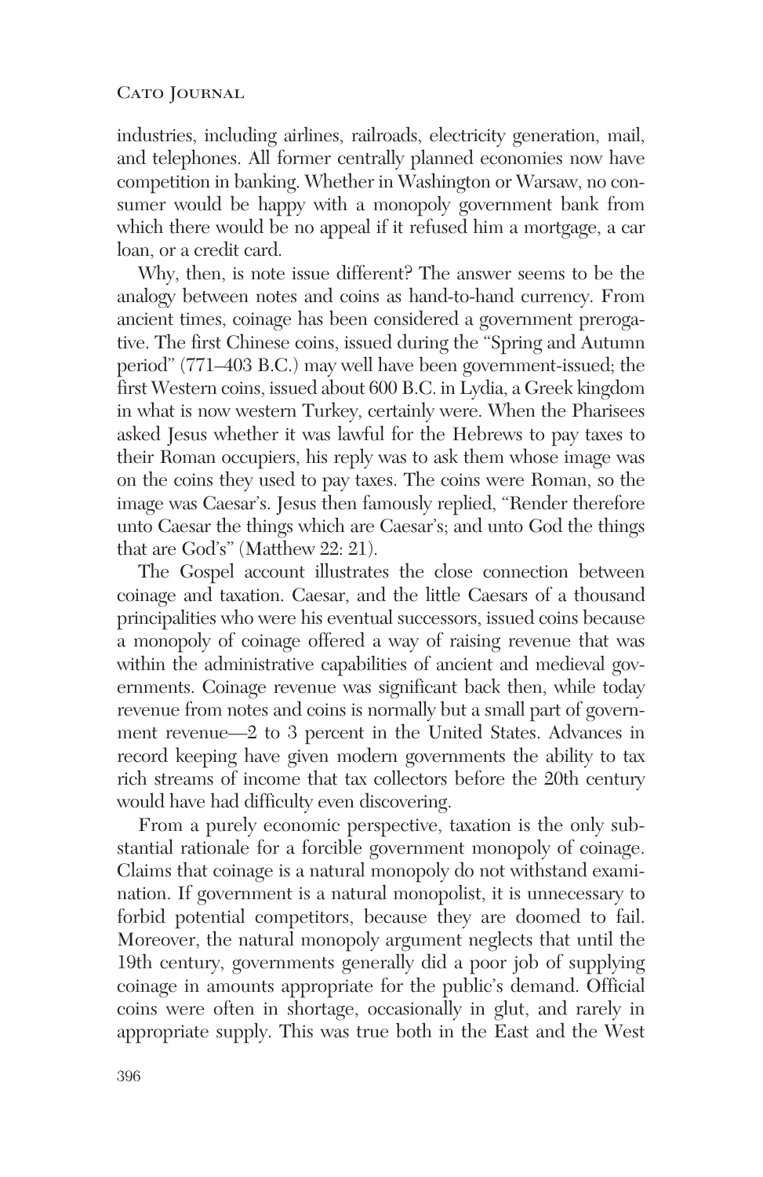industries, including airlines, railroads, electricity generation, mail, and telephones. All former centrally planned economies now have competition in banking. Whether in Washington or Warsaw, no consumer would be happy with a monopoly government bank from which there would be no appeal if it refused him a mortgage, a car loan, or a credit card.

Why, then, is note issue different? The answer seems to be the analogy between notes and coins as hand-to-hand currency. From ancient times, coinage has been considered a government prerogative. The first Chinese coins, issued during the "Spring and Autumn period" (771–403 B.C.) may well have been government-issued; the first Western coins, issued about 600 B.C. in Lydia, a Greek kingdom in what is now western Turkey, certainly were. When the Pharisees asked Jesus whether it was lawful for the Hebrews to pay taxes to their Roman occupiers, his reply was to ask them whose image was on the coins they used to pay taxes. The coins were Roman, so the image was Caesar's. Jesus then famously replied, "Render therefore unto Caesar the things which are Caesar's; and unto God the things that are God's" (Matthew 22: 21).

The Gospel account illustrates the close connection between coinage and taxation. Caesar, and the little Caesars of a thousand principalities who were his eventual successors, issued coins because a monopoly of coinage offered a way of raising revenue that was within the administrative capabilities of ancient and medieval governments. Coinage revenue was significant back then, while today revenue from notes and coins is normally but a small part of government revenue—2 to 3 percent in the United States. Advances in record keeping have given modern governments the ability to tax rich streams of income that tax collectors before the 20th century would have had difficulty even discovering.

From a purely economic perspective, taxation is the only substantial rationale for a forcible government monopoly of coinage. Claims that coinage is a natural monopoly do not withstand examination. If government is a natural monopolist, it is unnecessary to forbid potential competitors, because they are doomed to fail. Moreover, the natural monopoly argument neglects that until the 19th century, governments generally did a poor job of supplying coinage in amounts appropriate for the public's demand. Official coins were often in shortage, occasionally in glut, and rarely in appropriate supply. This was true both in the East and the West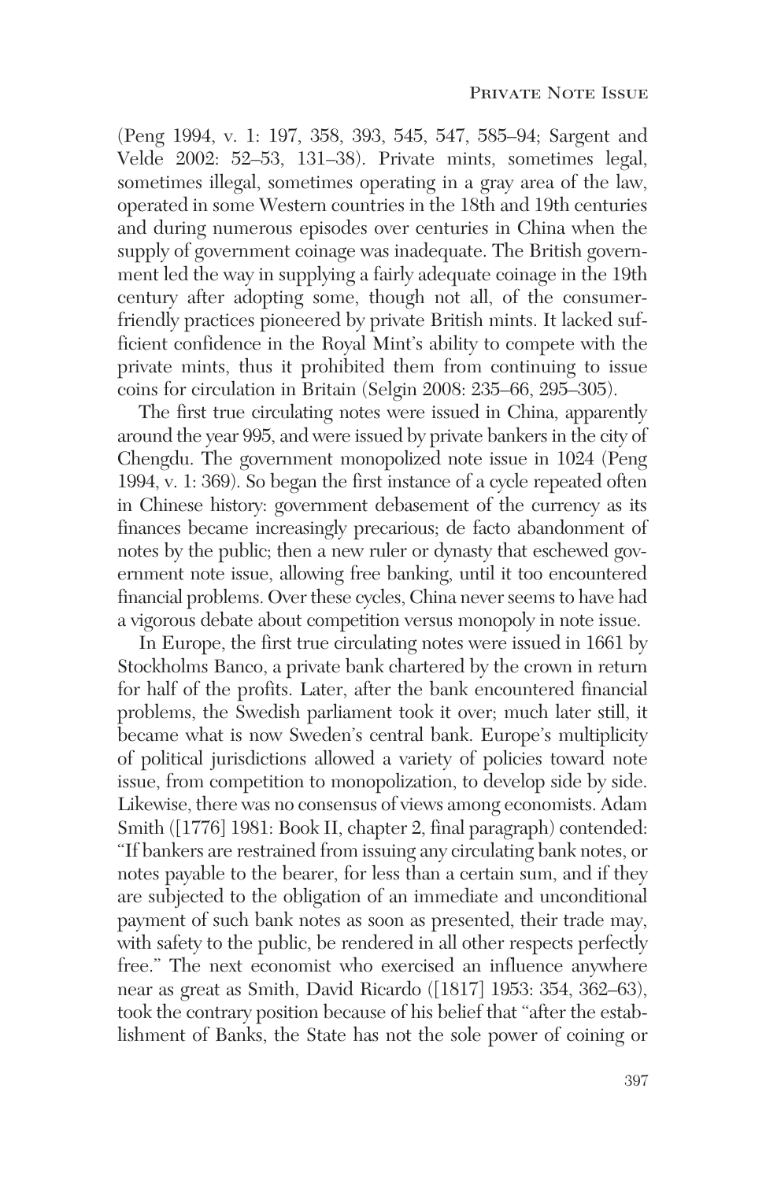(Peng 1994, v. 1: 197, 358, 393, 545, 547, 585–94; Sargent and Velde 2002: 52–53, 131–38). Private mints, sometimes legal, sometimes illegal, sometimes operating in a gray area of the law, operated in some Western countries in the 18th and 19th centuries and during numerous episodes over centuries in China when the supply of government coinage was inadequate. The British government led the way in supplying a fairly adequate coinage in the 19th century after adopting some, though not all, of the consumer-friendly practices pioneered by private British mints. It lacked sufficient confidence in the Royal Mint's ability to compete with the private mints, thus it prohibited them from continuing to issue coins for circulation in Britain (Selgin 2008: 235–66, 295–305).

The first true circulating notes were issued in China, apparently around the year 995, and were issued by private bankers in the city of Chengdu. The government monopolized note issue in 1024 (Peng 1994, v. 1: 369). So began the first instance of a cycle repeated often in Chinese history: government debasement of the currency as its finances became increasingly precarious; de facto abandonment of notes by the public; then a new ruler or dynasty that eschewed government note issue, allowing free banking, until it too encountered financial problems. Over these cycles, China never seems to have had a vigorous debate about competition versus monopoly in note issue.

In Europe, the first true circulating notes were issued in 1661 by Stockholms Banco, a private bank chartered by the crown in return for half of the profits. Later, after the bank encountered financial problems, the Swedish parliament took it over; much later still, it became what is now Sweden's central bank. Europe's multiplicity of political jurisdictions allowed a variety of policies toward note issue, from competition to monopolization, to develop side by side. Likewise, there was no consensus of views among economists. Adam Smith ([1776] 1981: Book II, chapter 2, final paragraph) contended: "If bankers are restrained from issuing any circulating bank notes, or notes payable to the bearer, for less than a certain sum, and if they are subjected to the obligation of an immediate and unconditional payment of such bank notes as soon as presented, their trade may, with safety to the public, be rendered in all other respects perfectly free." The next economist who exercised an influence anywhere near as great as Smith, David Ricardo ([1817] 1953: 354, 362–63), took the contrary position because of his belief that "after the establishment of Banks, the State has not the sole power of coining or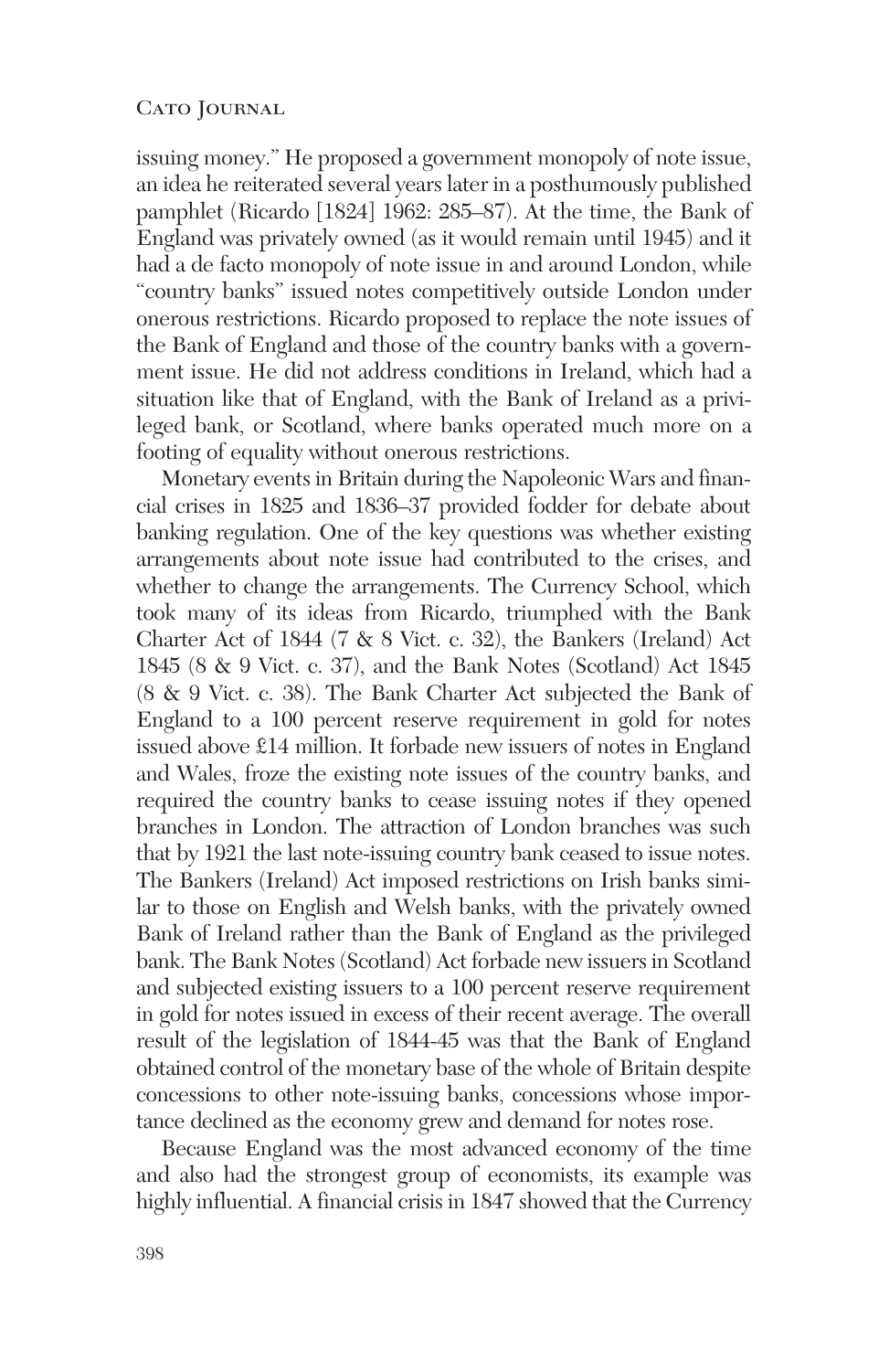issuing money." He proposed a government monopoly of note issue, an idea he reiterated several years later in a posthumously published pamphlet (Ricardo [1824] 1962: 285–87). At the time, the Bank of England was privately owned (as it would remain until 1945) and it had a de facto monopoly of note issue in and around London, while "country banks" issued notes competitively outside London under onerous restrictions. Ricardo proposed to replace the note issues of the Bank of England and those of the country banks with a government issue. He did not address conditions in Ireland, which had a situation like that of England, with the Bank of Ireland as a privileged bank, or Scotland, where banks operated much more on a footing of equality without onerous restrictions.

Monetary events in Britain during the Napoleonic Wars and financial crises in 1825 and 1836–37 provided fodder for debate about banking regulation. One of the key questions was whether existing arrangements about note issue had contributed to the crises, and whether to change the arrangements. The Currency School, which took many of its ideas from Ricardo, triumphed with the Bank Charter Act of 1844 (7 & 8 Vict. c. 32), the Bankers (Ireland) Act 1845 (8 & 9 Vict. c. 37), and the Bank Notes (Scotland) Act 1845 (8 & 9 Vict. c. 38). The Bank Charter Act subjected the Bank of England to a 100 percent reserve requirement in gold for notes issued above £14 million. It forbade new issuers of notes in England and Wales, froze the existing note issues of the country banks, and required the country banks to cease issuing notes if they opened branches in London. The attraction of London branches was such that by 1921 the last note-issuing country bank ceased to issue notes. The Bankers (Ireland) Act imposed restrictions on Irish banks similar to those on English and Welsh banks, with the privately owned Bank of Ireland rather than the Bank of England as the privileged bank. The Bank Notes (Scotland) Act forbade new issuers in Scotland and subjected existing issuers to a 100 percent reserve requirement in gold for notes issued in excess of their recent average. The overall result of the legislation of 1844-45 was that the Bank of England obtained control of the monetary base of the whole of Britain despite concessions to other note-issuing banks, concessions whose importance declined as the economy grew and demand for notes rose.

Because England was the most advanced economy of the time and also had the strongest group of economists, its example was highly influential. A financial crisis in 1847 showed that the Currency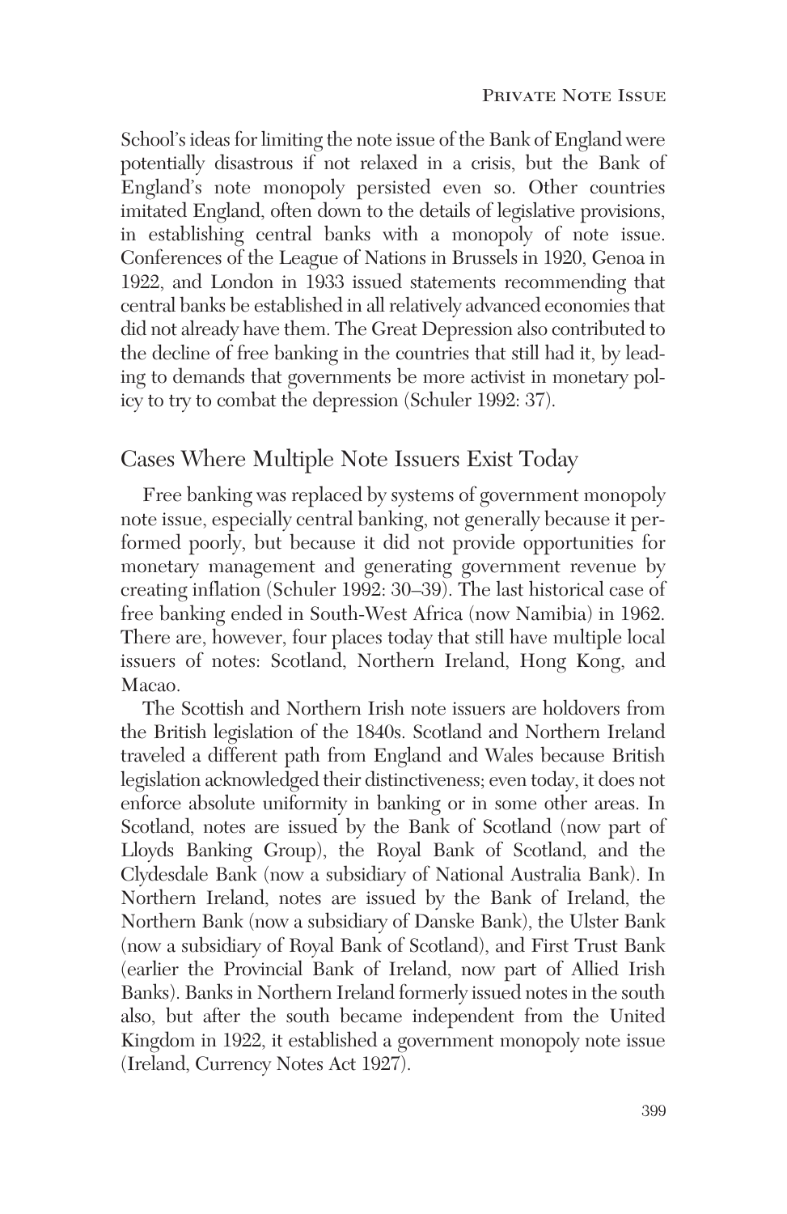School's ideas for limiting the note issue of the Bank of England were potentially disastrous if not relaxed in a crisis, but the Bank of England's note monopoly persisted even so. Other countries imitated England, often down to the details of legislative provisions, in establishing central banks with a monopoly of note issue. Conferences of the League of Nations in Brussels in 1920, Genoa in 1922, and London in 1933 issued statements recommending that central banks be established in all relatively advanced economies that did not already have them. The Great Depression also contributed to the decline of free banking in the countries that still had it, by leading to demands that governments be more activist in monetary policy to try to combat the depression (Schuler 1992: 37).

## Cases Where Multiple Note Issuers Exist Today

Free banking was replaced by systems of government monopoly note issue, especially central banking, not generally because it performed poorly, but because it did not provide opportunities for monetary management and generating government revenue by creating inflation (Schuler 1992: 30–39). The last historical case of free banking ended in South-West Africa (now Namibia) in 1962. There are, however, four places today that still have multiple local issuers of notes: Scotland, Northern Ireland, Hong Kong, and Macao.

The Scottish and Northern Irish note issuers are holdovers from the British legislation of the 1840s. Scotland and Northern Ireland traveled a different path from England and Wales because British legislation acknowledged their distinctiveness; even today, it does not enforce absolute uniformity in banking or in some other areas. In Scotland, notes are issued by the Bank of Scotland (now part of Lloyds Banking Group), the Royal Bank of Scotland, and the Clydesdale Bank (now a subsidiary of National Australia Bank). In Northern Ireland, notes are issued by the Bank of Ireland, the Northern Bank (now a subsidiary of Danske Bank), the Ulster Bank (now a subsidiary of Royal Bank of Scotland), and First Trust Bank (earlier the Provincial Bank of Ireland, now part of Allied Irish Banks). Banks in Northern Ireland formerly issued notes in the south also, but after the south became independent from the United Kingdom in 1922, it established a government monopoly note issue (Ireland, Currency Notes Act 1927).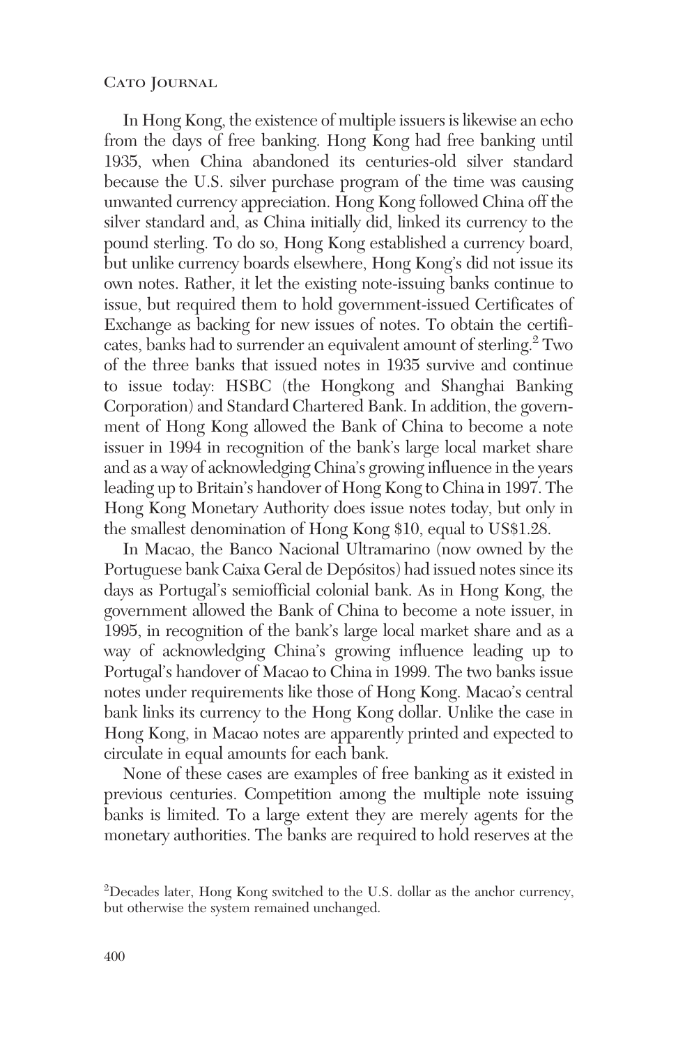In Hong Kong, the existence of multiple issuers is likewise an echo from the days of free banking. Hong Kong had free banking until 1935, when China abandoned its centuries-old silver standard because the U.S. silver purchase program of the time was causing unwanted currency appreciation. Hong Kong followed China off the silver standard and, as China initially did, linked its currency to the pound sterling. To do so, Hong Kong established a currency board, but unlike currency boards elsewhere, Hong Kong's did not issue its own notes. Rather, it let the existing note-issuing banks continue to issue, but required them to hold government-issued Certificates of Exchange as backing for new issues of notes. To obtain the certificates, banks had to surrender an equivalent amount of sterling.[2] Two of the three banks that issued notes in 1935 survive and continue to issue today: HSBC (the Hongkong and Shanghai Banking Corporation) and Standard Chartered Bank. In addition, the government of Hong Kong allowed the Bank of China to become a note issuer in 1994 in recognition of the bank's large local market share and as a way of acknowledging China's growing influence in the years leading up to Britain's handover of Hong Kong to China in 1997. The Hong Kong Monetary Authority does issue notes today, but only in the smallest denomination of Hong Kong $10, equal to US$1.28.

In Macao, the Banco Nacional Ultramarino (now owned by the Portuguese bank Caixa Geral de Depósitos) had issued notes since its days as Portugal's semiofficial colonial bank. As in Hong Kong, the government allowed the Bank of China to become a note issuer, in 1995, in recognition of the bank's large local market share and as a way of acknowledging China's growing influence leading up to Portugal's handover of Macao to China in 1999. The two banks issue notes under requirements like those of Hong Kong. Macao's central bank links its currency to the Hong Kong dollar. Unlike the case in Hong Kong, in Macao notes are apparently printed and expected to circulate in equal amounts for each bank.

None of these cases are examples of free banking as it existed in previous centuries. Competition among the multiple note issuing banks is limited. To a large extent they are merely agents for the monetary authorities. The banks are required to hold reserves at the

[2]Decades later, Hong Kong switched to the U.S. dollar as the anchor currency, but otherwise the system remained unchanged.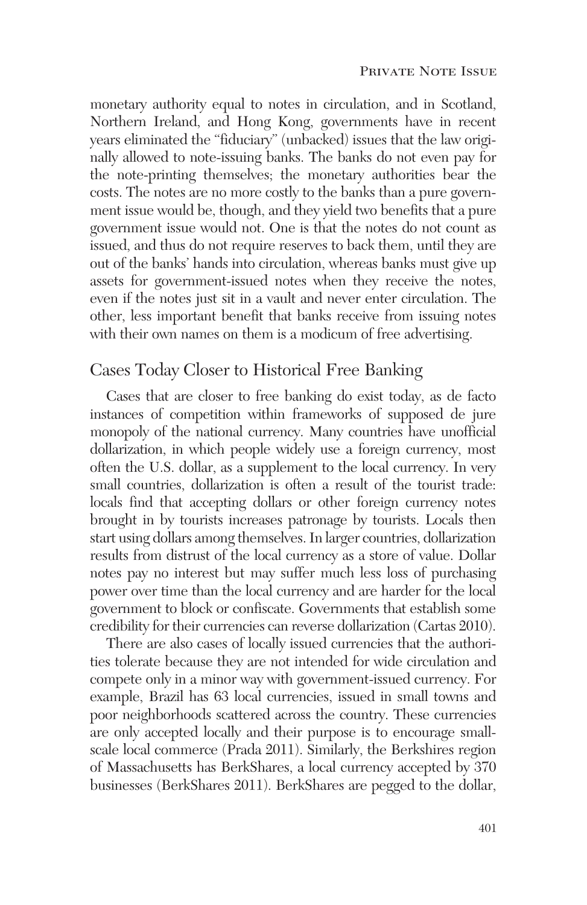monetary authority equal to notes in circulation, and in Scotland, Northern Ireland, and Hong Kong, governments have in recent years eliminated the "fiduciary" (unbacked) issues that the law originally allowed to note-issuing banks. The banks do not even pay for the note-printing themselves; the monetary authorities bear the costs. The notes are no more costly to the banks than a pure government issue would be, though, and they yield two benefits that a pure government issue would not. One is that the notes do not count as issued, and thus do not require reserves to back them, until they are out of the banks' hands into circulation, whereas banks must give up assets for government-issued notes when they receive the notes, even if the notes just sit in a vault and never enter circulation. The other, less important benefit that banks receive from issuing notes with their own names on them is a modicum of free advertising.

## Cases Today Closer to Historical Free Banking

Cases that are closer to free banking do exist today, as de facto instances of competition within frameworks of supposed de jure monopoly of the national currency. Many countries have unofficial dollarization, in which people widely use a foreign currency, most often the U.S. dollar, as a supplement to the local currency. In very small countries, dollarization is often a result of the tourist trade: locals find that accepting dollars or other foreign currency notes brought in by tourists increases patronage by tourists. Locals then start using dollars among themselves. In larger countries, dollarization results from distrust of the local currency as a store of value. Dollar notes pay no interest but may suffer much less loss of purchasing power over time than the local currency and are harder for the local government to block or confiscate. Governments that establish some credibility for their currencies can reverse dollarization (Cartas 2010).

There are also cases of locally issued currencies that the authorities tolerate because they are not intended for wide circulation and compete only in a minor way with government-issued currency. For example, Brazil has 63 local currencies, issued in small towns and poor neighborhoods scattered across the country. These currencies are only accepted locally and their purpose is to encourage small-scale local commerce (Prada 2011). Similarly, the Berkshires region of Massachusetts has BerkShares, a local currency accepted by 370 businesses (BerkShares 2011). BerkShares are pegged to the dollar,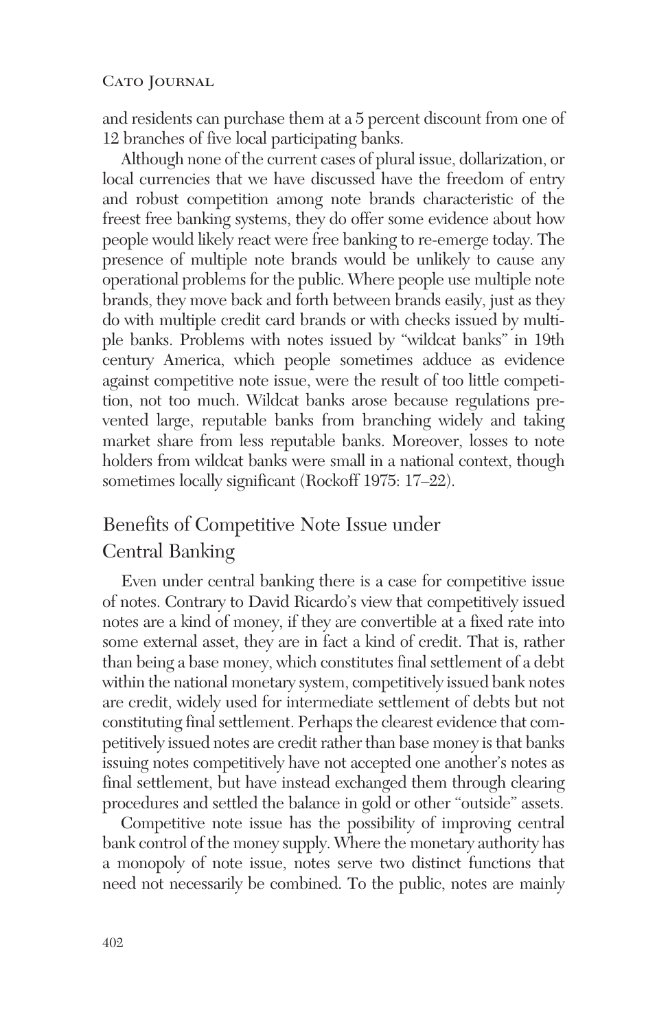and residents can purchase them at a 5 percent discount from one of 12 branches of five local participating banks.

Although none of the current cases of plural issue, dollarization, or local currencies that we have discussed have the freedom of entry and robust competition among note brands characteristic of the freest free banking systems, they do offer some evidence about how people would likely react were free banking to re-emerge today. The presence of multiple note brands would be unlikely to cause any operational problems for the public. Where people use multiple note brands, they move back and forth between brands easily, just as they do with multiple credit card brands or with checks issued by multiple banks. Problems with notes issued by "wildcat banks" in 19th century America, which people sometimes adduce as evidence against competitive note issue, were the result of too little competition, not too much. Wildcat banks arose because regulations prevented large, reputable banks from branching widely and taking market share from less reputable banks. Moreover, losses to note holders from wildcat banks were small in a national context, though sometimes locally significant (Rockoff 1975: 17–22).

## Benefits of Competitive Note Issue under Central Banking

Even under central banking there is a case for competitive issue of notes. Contrary to David Ricardo's view that competitively issued notes are a kind of money, if they are convertible at a fixed rate into some external asset, they are in fact a kind of credit. That is, rather than being a base money, which constitutes final settlement of a debt within the national monetary system, competitively issued bank notes are credit, widely used for intermediate settlement of debts but not constituting final settlement. Perhaps the clearest evidence that competitively issued notes are credit rather than base money is that banks issuing notes competitively have not accepted one another's notes as final settlement, but have instead exchanged them through clearing procedures and settled the balance in gold or other "outside" assets.

Competitive note issue has the possibility of improving central bank control of the money supply. Where the monetary authority has a monopoly of note issue, notes serve two distinct functions that need not necessarily be combined. To the public, notes are mainly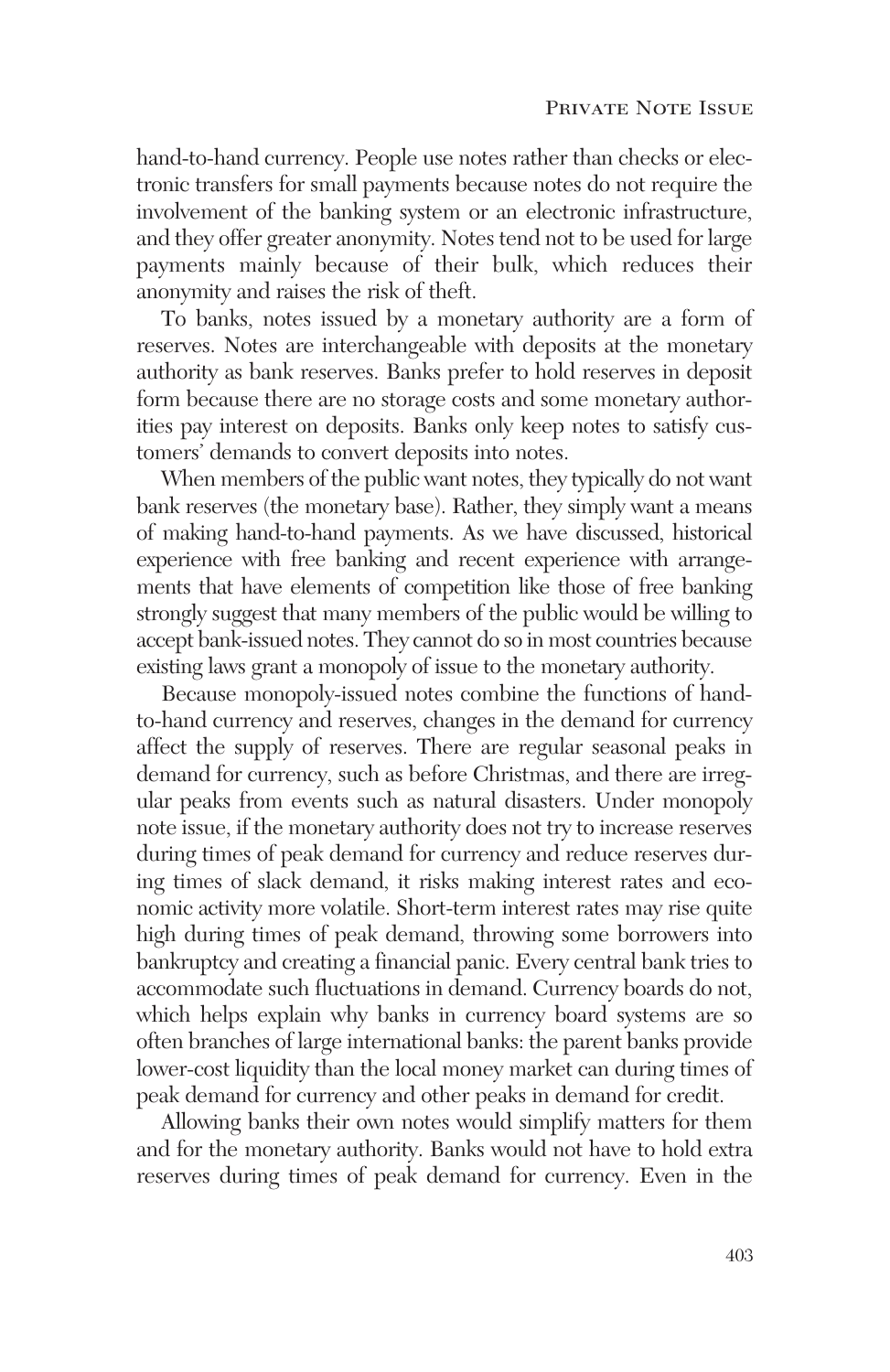hand-to-hand currency. People use notes rather than checks or electronic transfers for small payments because notes do not require the involvement of the banking system or an electronic infrastructure, and they offer greater anonymity. Notes tend not to be used for large payments mainly because of their bulk, which reduces their anonymity and raises the risk of theft.

To banks, notes issued by a monetary authority are a form of reserves. Notes are interchangeable with deposits at the monetary authority as bank reserves. Banks prefer to hold reserves in deposit form because there are no storage costs and some monetary authorities pay interest on deposits. Banks only keep notes to satisfy customers' demands to convert deposits into notes.

When members of the public want notes, they typically do not want bank reserves (the monetary base). Rather, they simply want a means of making hand-to-hand payments. As we have discussed, historical experience with free banking and recent experience with arrangements that have elements of competition like those of free banking strongly suggest that many members of the public would be willing to accept bank-issued notes. They cannot do so in most countries because existing laws grant a monopoly of issue to the monetary authority.

Because monopoly-issued notes combine the functions of hand-to-hand currency and reserves, changes in the demand for currency affect the supply of reserves. There are regular seasonal peaks in demand for currency, such as before Christmas, and there are irregular peaks from events such as natural disasters. Under monopoly note issue, if the monetary authority does not try to increase reserves during times of peak demand for currency and reduce reserves during times of slack demand, it risks making interest rates and economic activity more volatile. Short-term interest rates may rise quite high during times of peak demand, throwing some borrowers into bankruptcy and creating a financial panic. Every central bank tries to accommodate such fluctuations in demand. Currency boards do not, which helps explain why banks in currency board systems are so often branches of large international banks: the parent banks provide lower-cost liquidity than the local money market can during times of peak demand for currency and other peaks in demand for credit.

Allowing banks their own notes would simplify matters for them and for the monetary authority. Banks would not have to hold extra reserves during times of peak demand for currency. Even in the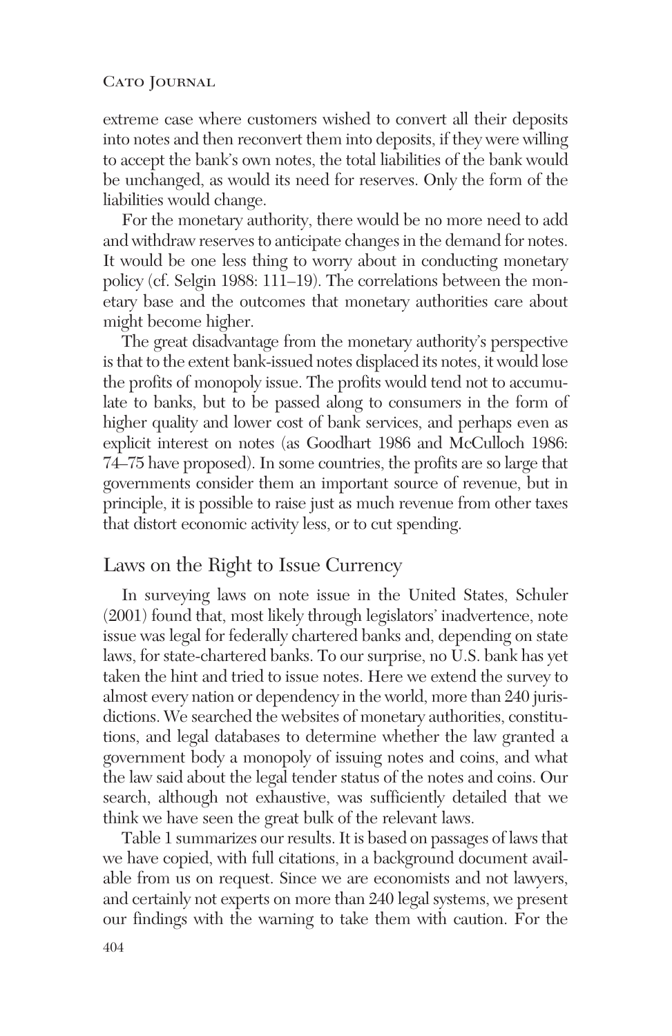extreme case where customers wished to convert all their deposits into notes and then reconvert them into deposits, if they were willing to accept the bank's own notes, the total liabilities of the bank would be unchanged, as would its need for reserves. Only the form of the liabilities would change.

For the monetary authority, there would be no more need to add and withdraw reserves to anticipate changes in the demand for notes. It would be one less thing to worry about in conducting monetary policy (cf. Selgin 1988: 111–19). The correlations between the monetary base and the outcomes that monetary authorities care about might become higher.

The great disadvantage from the monetary authority's perspective is that to the extent bank-issued notes displaced its notes, it would lose the profits of monopoly issue. The profits would tend not to accumulate to banks, but to be passed along to consumers in the form of higher quality and lower cost of bank services, and perhaps even as explicit interest on notes (as Goodhart 1986 and McCulloch 1986: 74–75 have proposed). In some countries, the profits are so large that governments consider them an important source of revenue, but in principle, it is possible to raise just as much revenue from other taxes that distort economic activity less, or to cut spending.

## Laws on the Right to Issue Currency

In surveying laws on note issue in the United States, Schuler (2001) found that, most likely through legislators' inadvertence, note issue was legal for federally chartered banks and, depending on state laws, for state-chartered banks. To our surprise, no U.S. bank has yet taken the hint and tried to issue notes. Here we extend the survey to almost every nation or dependency in the world, more than 240 jurisdictions. We searched the websites of monetary authorities, constitutions, and legal databases to determine whether the law granted a government body a monopoly of issuing notes and coins, and what the law said about the legal tender status of the notes and coins. Our search, although not exhaustive, was sufficiently detailed that we think we have seen the great bulk of the relevant laws.

Table 1 summarizes our results. It is based on passages of laws that we have copied, with full citations, in a background document available from us on request. Since we are economists and not lawyers, and certainly not experts on more than 240 legal systems, we present our findings with the warning to take them with caution. For the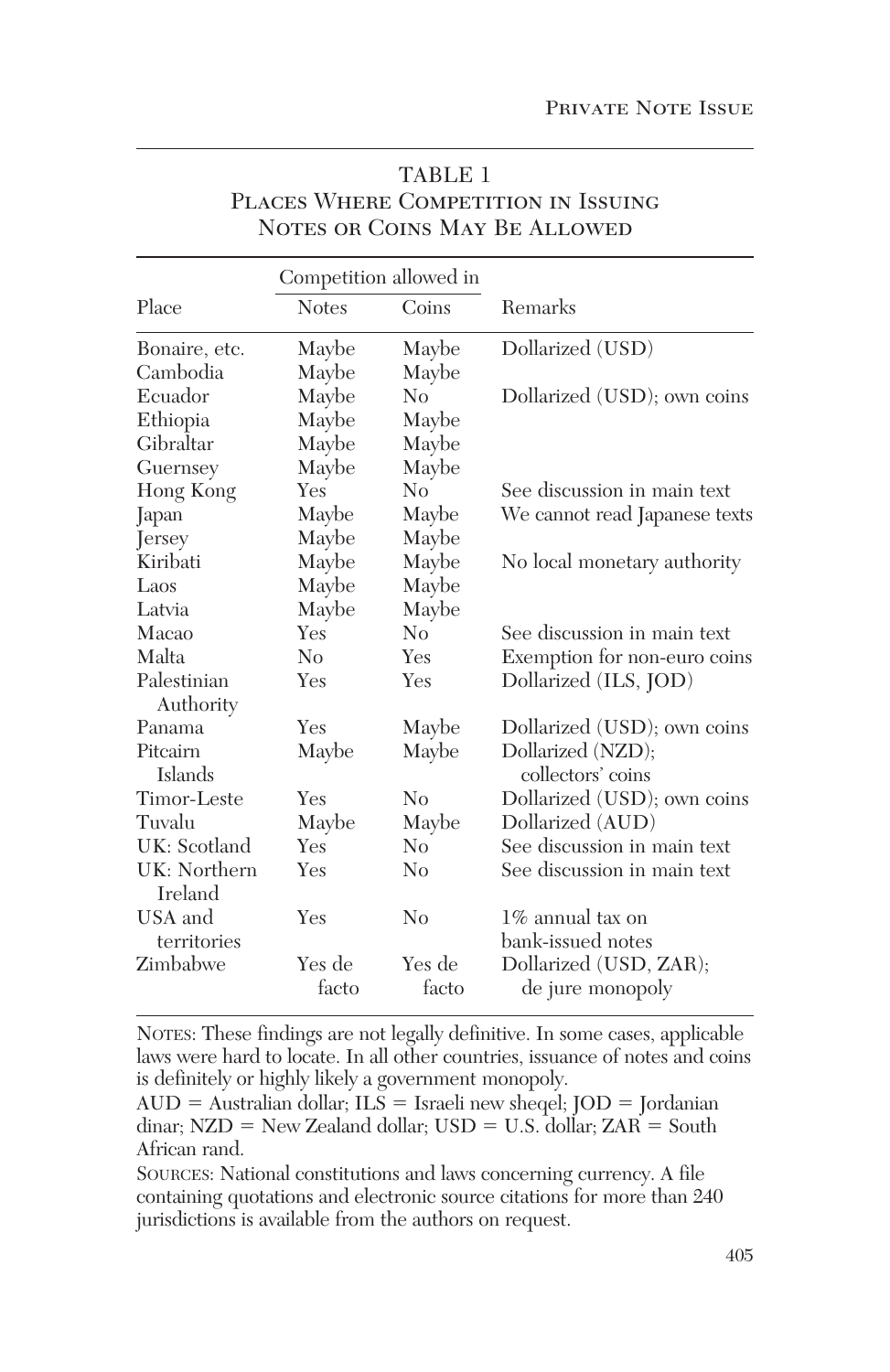TABLE 1
Places Where Competition in Issuing Notes or Coins May Be Allowed

| Place | Competition allowed in | | Remarks |
|---|---|---|---|
| | Notes | Coins | |
| Bonaire, etc. | Maybe | Maybe | Dollarized (USD) |
| Cambodia | Maybe | Maybe | |
| Ecuador | Maybe | No | Dollarized (USD); own coins |
| Ethiopia | Maybe | Maybe | |
| Gibraltar | Maybe | Maybe | |
| Guernsey | Maybe | Maybe | |
| Hong Kong | Yes | No | See discussion in main text |
| Japan | Maybe | Maybe | We cannot read Japanese texts |
| Jersey | Maybe | Maybe | |
| Kiribati | Maybe | Maybe | No local monetary authority |
| Laos | Maybe | Maybe | |
| Latvia | Maybe | Maybe | |
| Macao | Yes | No | See discussion in main text |
| Malta | No | Yes | Exemption for non-euro coins |
| Palestinian Authority | Yes | Yes | Dollarized (ILS, JOD) |
| Panama | Yes | Maybe | Dollarized (USD); own coins |
| Pitcairn Islands | Maybe | Maybe | Dollarized (NZD); collectors' coins |
| Timor-Leste | Yes | No | Dollarized (USD); own coins |
| Tuvalu | Maybe | Maybe | Dollarized (AUD) |
| UK: Scotland | Yes | No | See discussion in main text |
| UK: Northern Ireland | Yes | No | See discussion in main text |
| USA and territories | Yes | No | 1% annual tax on bank-issued notes |
| Zimbabwe | Yes de facto | Yes de facto | Dollarized (USD, ZAR); de jure monopoly |

Notes: These findings are not legally definitive. In some cases, applicable laws were hard to locate. In all other countries, issuance of notes and coins is definitely or highly likely a government monopoly.

AUD = Australian dollar; ILS = Israeli new sheqel; JOD = Jordanian dinar; NZD = New Zealand dollar; USD = U.S. dollar; ZAR = South African rand.

Sources: National constitutions and laws concerning currency. A file containing quotations and electronic source citations for more than 240 jurisdictions is available from the authors on request.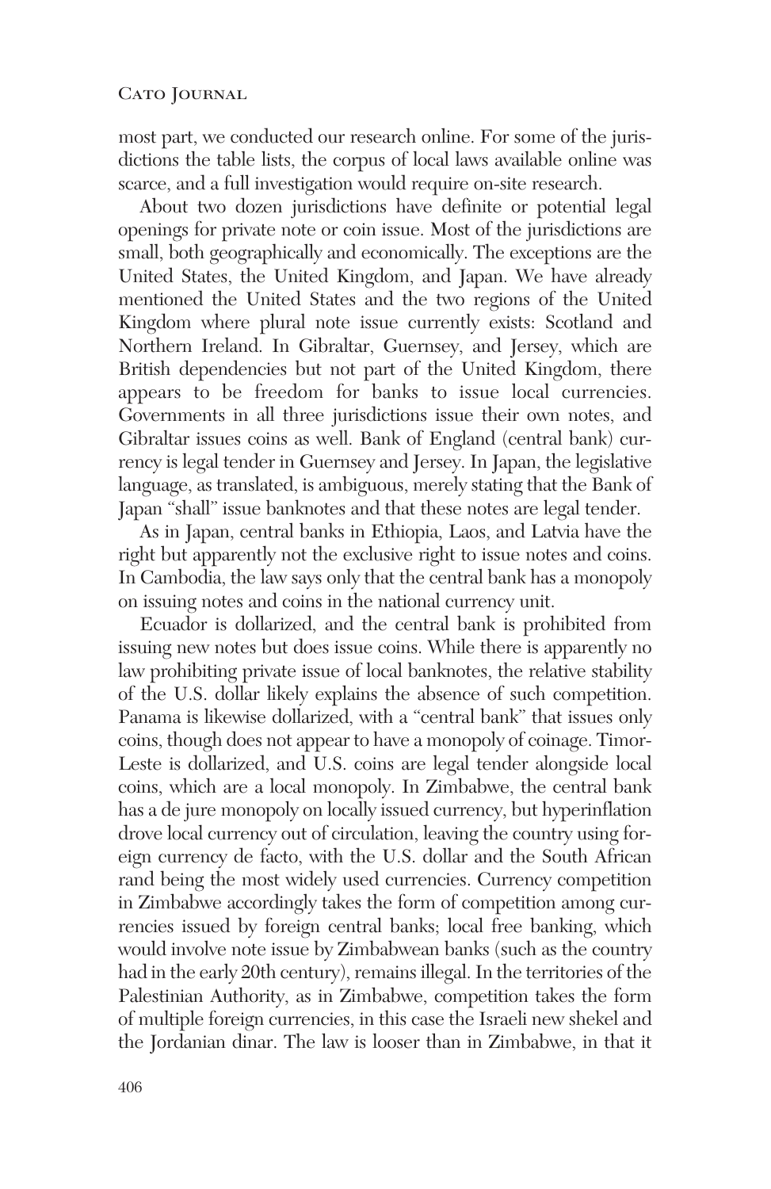most part, we conducted our research online. For some of the jurisdictions the table lists, the corpus of local laws available online was scarce, and a full investigation would require on-site research.

About two dozen jurisdictions have definite or potential legal openings for private note or coin issue. Most of the jurisdictions are small, both geographically and economically. The exceptions are the United States, the United Kingdom, and Japan. We have already mentioned the United States and the two regions of the United Kingdom where plural note issue currently exists: Scotland and Northern Ireland. In Gibraltar, Guernsey, and Jersey, which are British dependencies but not part of the United Kingdom, there appears to be freedom for banks to issue local currencies. Governments in all three jurisdictions issue their own notes, and Gibraltar issues coins as well. Bank of England (central bank) currency is legal tender in Guernsey and Jersey. In Japan, the legislative language, as translated, is ambiguous, merely stating that the Bank of Japan "shall" issue banknotes and that these notes are legal tender.

As in Japan, central banks in Ethiopia, Laos, and Latvia have the right but apparently not the exclusive right to issue notes and coins. In Cambodia, the law says only that the central bank has a monopoly on issuing notes and coins in the national currency unit.

Ecuador is dollarized, and the central bank is prohibited from issuing new notes but does issue coins. While there is apparently no law prohibiting private issue of local banknotes, the relative stability of the U.S. dollar likely explains the absence of such competition. Panama is likewise dollarized, with a "central bank" that issues only coins, though does not appear to have a monopoly of coinage. Timor-Leste is dollarized, and U.S. coins are legal tender alongside local coins, which are a local monopoly. In Zimbabwe, the central bank has a de jure monopoly on locally issued currency, but hyperinflation drove local currency out of circulation, leaving the country using foreign currency de facto, with the U.S. dollar and the South African rand being the most widely used currencies. Currency competition in Zimbabwe accordingly takes the form of competition among currencies issued by foreign central banks; local free banking, which would involve note issue by Zimbabwean banks (such as the country had in the early 20th century), remains illegal. In the territories of the Palestinian Authority, as in Zimbabwe, competition takes the form of multiple foreign currencies, in this case the Israeli new shekel and the Jordanian dinar. The law is looser than in Zimbabwe, in that it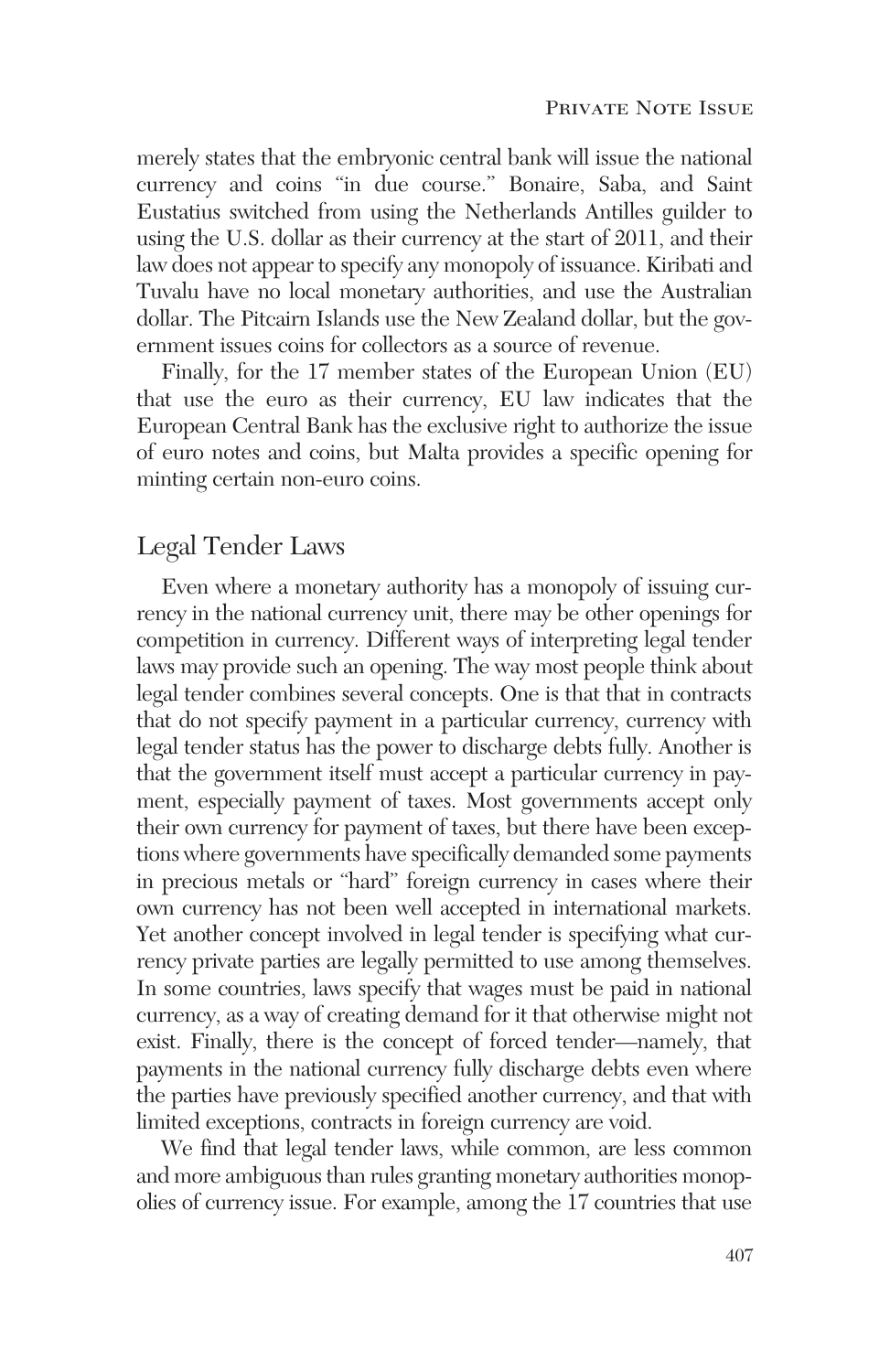merely states that the embryonic central bank will issue the national currency and coins "in due course." Bonaire, Saba, and Saint Eustatius switched from using the Netherlands Antilles guilder to using the U.S. dollar as their currency at the start of 2011, and their law does not appear to specify any monopoly of issuance. Kiribati and Tuvalu have no local monetary authorities, and use the Australian dollar. The Pitcairn Islands use the New Zealand dollar, but the government issues coins for collectors as a source of revenue.

Finally, for the 17 member states of the European Union (EU) that use the euro as their currency, EU law indicates that the European Central Bank has the exclusive right to authorize the issue of euro notes and coins, but Malta provides a specific opening for minting certain non-euro coins.

## Legal Tender Laws

Even where a monetary authority has a monopoly of issuing currency in the national currency unit, there may be other openings for competition in currency. Different ways of interpreting legal tender laws may provide such an opening. The way most people think about legal tender combines several concepts. One is that that in contracts that do not specify payment in a particular currency, currency with legal tender status has the power to discharge debts fully. Another is that the government itself must accept a particular currency in payment, especially payment of taxes. Most governments accept only their own currency for payment of taxes, but there have been exceptions where governments have specifically demanded some payments in precious metals or "hard" foreign currency in cases where their own currency has not been well accepted in international markets. Yet another concept involved in legal tender is specifying what currency private parties are legally permitted to use among themselves. In some countries, laws specify that wages must be paid in national currency, as a way of creating demand for it that otherwise might not exist. Finally, there is the concept of forced tender—namely, that payments in the national currency fully discharge debts even where the parties have previously specified another currency, and that with limited exceptions, contracts in foreign currency are void.

We find that legal tender laws, while common, are less common and more ambiguous than rules granting monetary authorities monopolies of currency issue. For example, among the 17 countries that use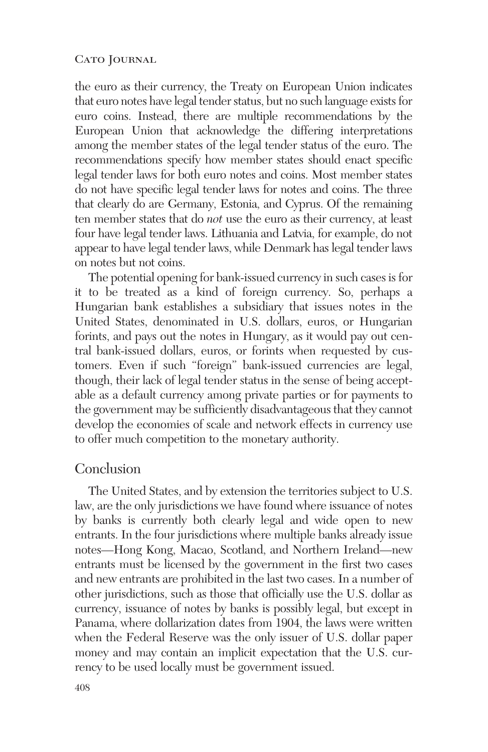the euro as their currency, the Treaty on European Union indicates that euro notes have legal tender status, but no such language exists for euro coins. Instead, there are multiple recommendations by the European Union that acknowledge the differing interpretations among the member states of the legal tender status of the euro. The recommendations specify how member states should enact specific legal tender laws for both euro notes and coins. Most member states do not have specific legal tender laws for notes and coins. The three that clearly do are Germany, Estonia, and Cyprus. Of the remaining ten member states that do *not* use the euro as their currency, at least four have legal tender laws. Lithuania and Latvia, for example, do not appear to have legal tender laws, while Denmark has legal tender laws on notes but not coins.

The potential opening for bank-issued currency in such cases is for it to be treated as a kind of foreign currency. So, perhaps a Hungarian bank establishes a subsidiary that issues notes in the United States, denominated in U.S. dollars, euros, or Hungarian forints, and pays out the notes in Hungary, as it would pay out central bank-issued dollars, euros, or forints when requested by customers. Even if such "foreign" bank-issued currencies are legal, though, their lack of legal tender status in the sense of being acceptable as a default currency among private parties or for payments to the government may be sufficiently disadvantageous that they cannot develop the economies of scale and network effects in currency use to offer much competition to the monetary authority.

## Conclusion

The United States, and by extension the territories subject to U.S. law, are the only jurisdictions we have found where issuance of notes by banks is currently both clearly legal and wide open to new entrants. In the four jurisdictions where multiple banks already issue notes—Hong Kong, Macao, Scotland, and Northern Ireland—new entrants must be licensed by the government in the first two cases and new entrants are prohibited in the last two cases. In a number of other jurisdictions, such as those that officially use the U.S. dollar as currency, issuance of notes by banks is possibly legal, but except in Panama, where dollarization dates from 1904, the laws were written when the Federal Reserve was the only issuer of U.S. dollar paper money and may contain an implicit expectation that the U.S. currency to be used locally must be government issued.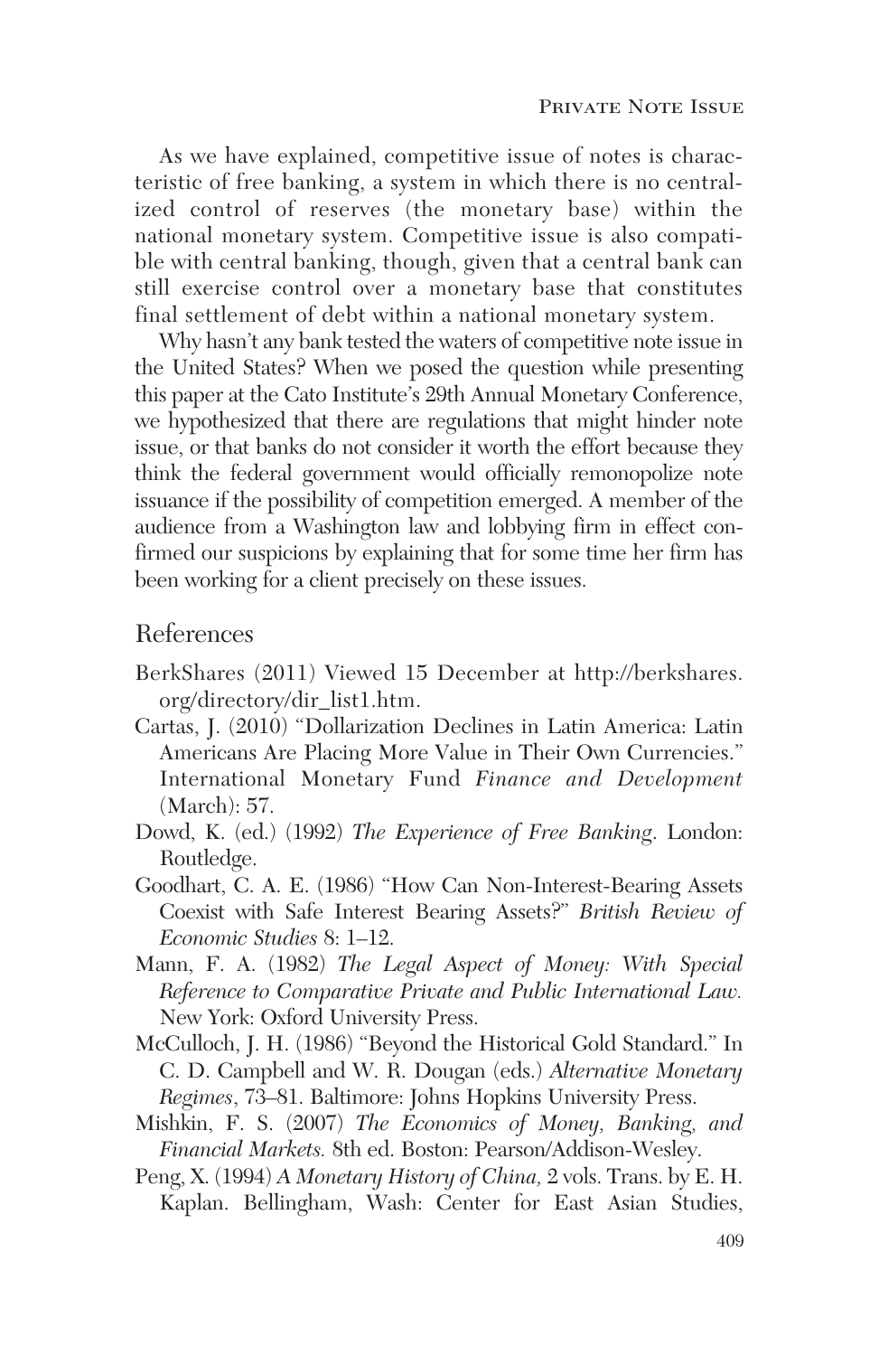As we have explained, competitive issue of notes is characteristic of free banking, a system in which there is no centralized control of reserves (the monetary base) within the national monetary system. Competitive issue is also compatible with central banking, though, given that a central bank can still exercise control over a monetary base that constitutes final settlement of debt within a national monetary system.

Why hasn't any bank tested the waters of competitive note issue in the United States? When we posed the question while presenting this paper at the Cato Institute's 29th Annual Monetary Conference, we hypothesized that there are regulations that might hinder note issue, or that banks do not consider it worth the effort because they think the federal government would officially remonopolize note issuance if the possibility of competition emerged. A member of the audience from a Washington law and lobbying firm in effect confirmed our suspicions by explaining that for some time her firm has been working for a client precisely on these issues.

## References

BerkShares (2011) Viewed 15 December at http://berkshares.org/directory/dir_list1.htm.

Cartas, J. (2010) "Dollarization Declines in Latin America: Latin Americans Are Placing More Value in Their Own Currencies." International Monetary Fund *Finance and Development* (March): 57.

Dowd, K. (ed.) (1992) *The Experience of Free Banking*. London: Routledge.

Goodhart, C. A. E. (1986) "How Can Non-Interest-Bearing Assets Coexist with Safe Interest Bearing Assets?" *British Review of Economic Studies* 8: 1–12.

Mann, F. A. (1982) *The Legal Aspect of Money: With Special Reference to Comparative Private and Public International Law.* New York: Oxford University Press.

McCulloch, J. H. (1986) "Beyond the Historical Gold Standard." In C. D. Campbell and W. R. Dougan (eds.) *Alternative Monetary Regimes*, 73–81. Baltimore: Johns Hopkins University Press.

Mishkin, F. S. (2007) *The Economics of Money, Banking, and Financial Markets.* 8th ed. Boston: Pearson/Addison-Wesley.

Peng, X. (1994) *A Monetary History of China,* 2 vols. Trans. by E. H. Kaplan. Bellingham, Wash: Center for East Asian Studies,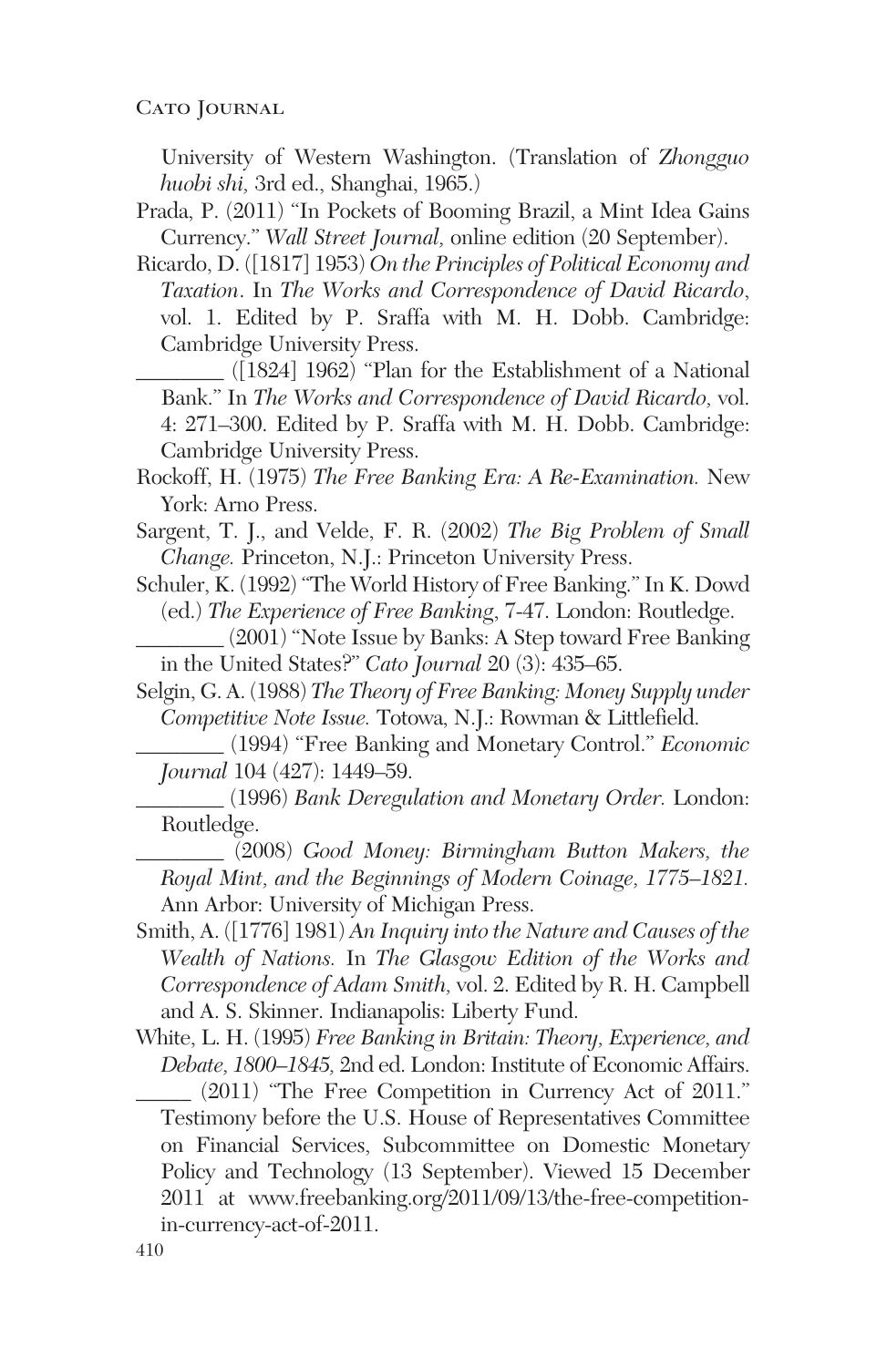University of Western Washington. (Translation of *Zhongguo huobi shi,* 3rd ed., Shanghai, 1965.)

Prada, P. (2011) "In Pockets of Booming Brazil, a Mint Idea Gains Currency." *Wall Street Journal,* online edition (20 September).

Ricardo, D. ([1817] 1953) *On the Principles of Political Economy and Taxation*. In *The Works and Correspondence of David Ricardo*, vol. 1. Edited by P. Sraffa with M. H. Dobb. Cambridge: Cambridge University Press.

________ ([1824] 1962) "Plan for the Establishment of a National Bank." In *The Works and Correspondence of David Ricardo,* vol. 4: 271–300. Edited by P. Sraffa with M. H. Dobb. Cambridge: Cambridge University Press.

Rockoff, H. (1975) *The Free Banking Era: A Re-Examination.* New York: Arno Press.

Sargent, T. J., and Velde, F. R. (2002) *The Big Problem of Small Change.* Princeton, N.J.: Princeton University Press.

Schuler, K. (1992) "The World History of Free Banking." In K. Dowd (ed.) *The Experience of Free Banking*, 7-47. London: Routledge.

________ (2001) "Note Issue by Banks: A Step toward Free Banking in the United States?" *Cato Journal* 20 (3): 435–65.

Selgin, G. A. (1988) *The Theory of Free Banking: Money Supply under Competitive Note Issue.* Totowa, N.J.: Rowman & Littlefield.

________ (1994) "Free Banking and Monetary Control." *Economic Journal* 104 (427): 1449–59.

________ (1996) *Bank Deregulation and Monetary Order.* London: Routledge.

________ (2008) *Good Money: Birmingham Button Makers, the Royal Mint, and the Beginnings of Modern Coinage, 1775–1821.* Ann Arbor: University of Michigan Press.

Smith, A. ([1776] 1981) *An Inquiry into the Nature and Causes of the Wealth of Nations.* In *The Glasgow Edition of the Works and Correspondence of Adam Smith,* vol. 2. Edited by R. H. Campbell and A. S. Skinner. Indianapolis: Liberty Fund.

White, L. H. (1995) *Free Banking in Britain: Theory, Experience, and Debate, 1800–1845,* 2nd ed. London: Institute of Economic Affairs.

_____ (2011) "The Free Competition in Currency Act of 2011." Testimony before the U.S. House of Representatives Committee on Financial Services, Subcommittee on Domestic Monetary Policy and Technology (13 September). Viewed 15 December 2011 at www.freebanking.org/2011/09/13/the-free-competition-in-currency-act-of-2011.